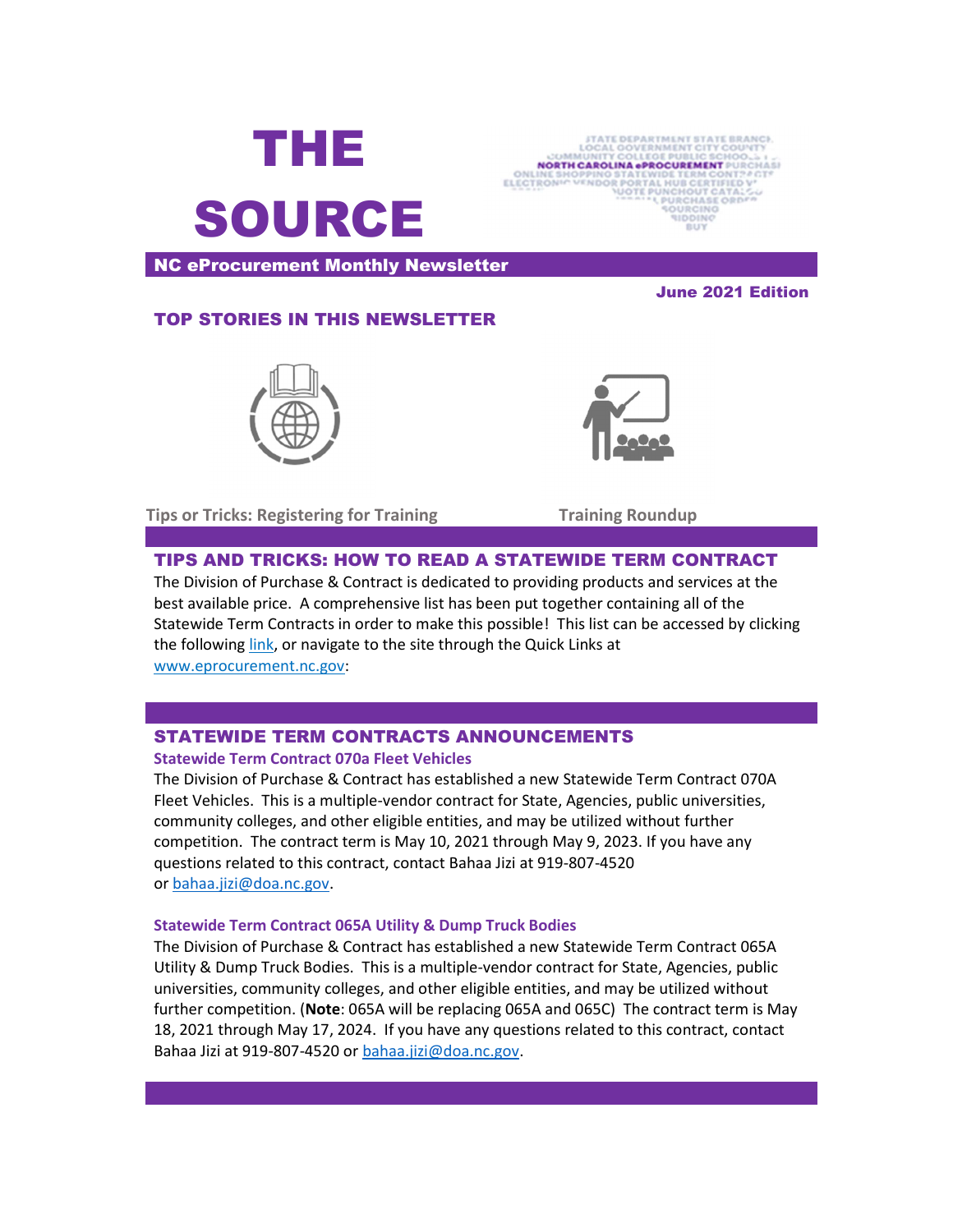# THE SOURCE

**NC eProcurement Monthly Newsletter**

**June 2021 Edition**

## TOP STORIES IN THIS NEWSLETTER

**Tips or Tricks: Registering for Training**

**Training Roundup**

## TIPS AND TRICKS: HOW TO READ A STATEWIDE TERM CONTRACT

The Division of Purchase & Contract is dedicated to providing products and services at the best available price. A comprehensive list has been put together containing all of the Statewide Term Contracts in order to make this possible! This list can be accessed by clicking the following link, or navigate to the site through the Quick Links at www.eprocurement.nc.gov:

## STATEWIDE TERM CONTRACTS ANNOUNCEMENTS

### Statewide Term Contract 070a Fleet Vehicles

The Division of Purchase & Contract has established a new Statewide Term Contract 070A Fleet Vehicles. This is a multiple-vendor contract for State, Agencies, public universities, community colleges, and other eligible entities, and may be utilized without further competition. The contract term is May 10, 2021 through May 9, 2023. If you have any questions related to this contract, contact Bahaa Jizi at 919-807-4520 or bahaa.jizi@doa.nc.gov.

### Statewide Term Contract 065A Utility & Dump Truck Bodies

The Division of Purchase & Contract has established a new Statewide Term Contract 065A Utility & Dump Truck Bodies. This is a multiple-vendor contract for State, Agencies, public universities, community colleges, and other eligible entities, and may be utilized without further competition. (**Note**: 065A will be replacing 065A and 065C) The contract term is May 18, 2021 through May 17, 2024. If you have any questions related to this contract, contact Bahaa Jizi at 919-807-4520 or bahaa.jizi@doa.nc.gov.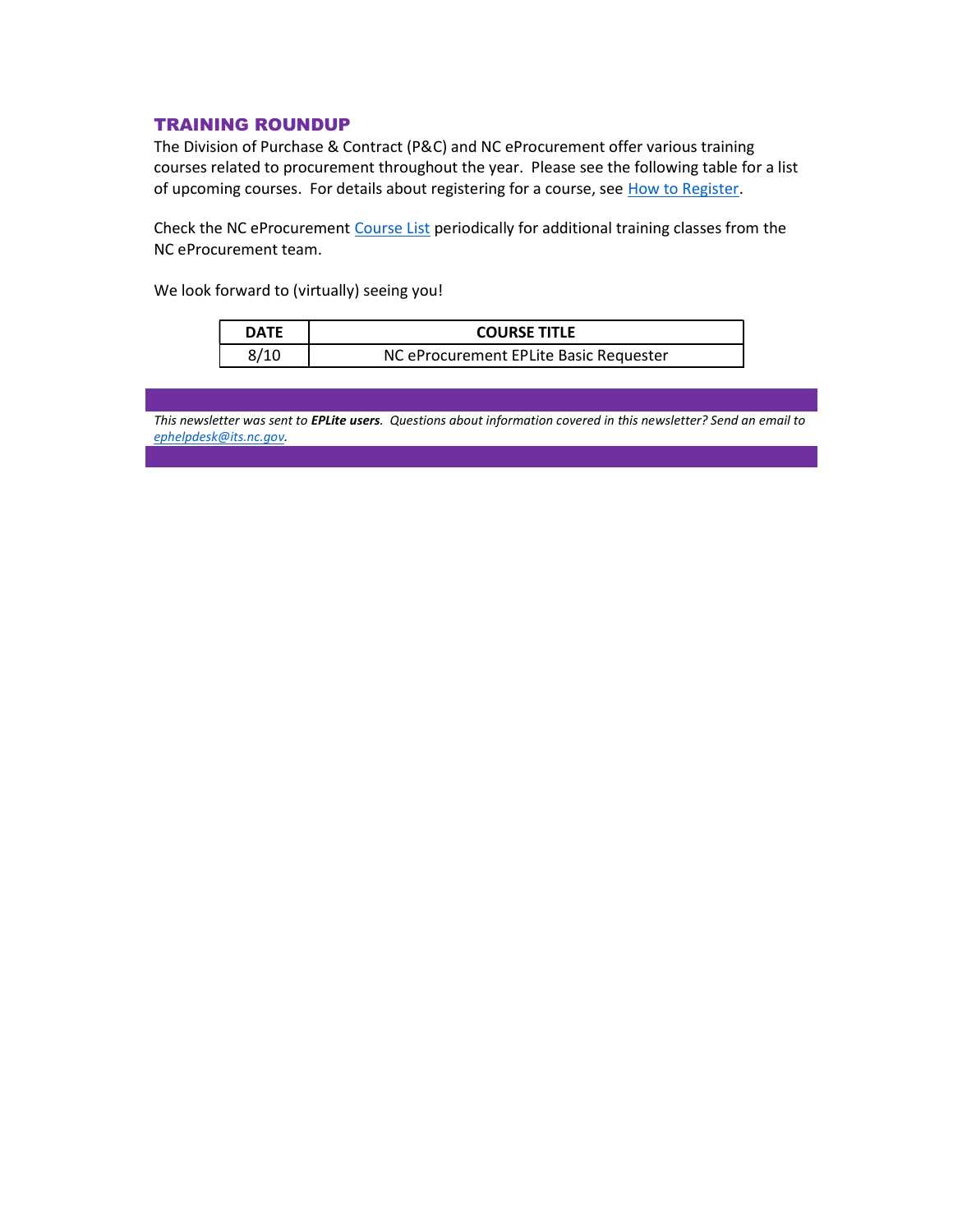## TRAINING ROUNDUP

The Division of Purchase & Contract (P&C) and NC eProcurement offer various training courses related to procurement throughout the year. Please see the following table for a list of upcoming courses. For details about registering for a course, see How to Register.

Check the NC eProcurement Course List periodically for additional training classes from the NC eProcurement team.

We look forward to (virtually) seeing you!

| DATE | COURSE TITLE |
|---|---|
| 8/10 | NC eProcurement EPLite Basic Requester |

*This newsletter was sent to **EPLite users**. Questions about information covered in this newsletter? Send an email to ephelpdesk@its.nc.gov.*